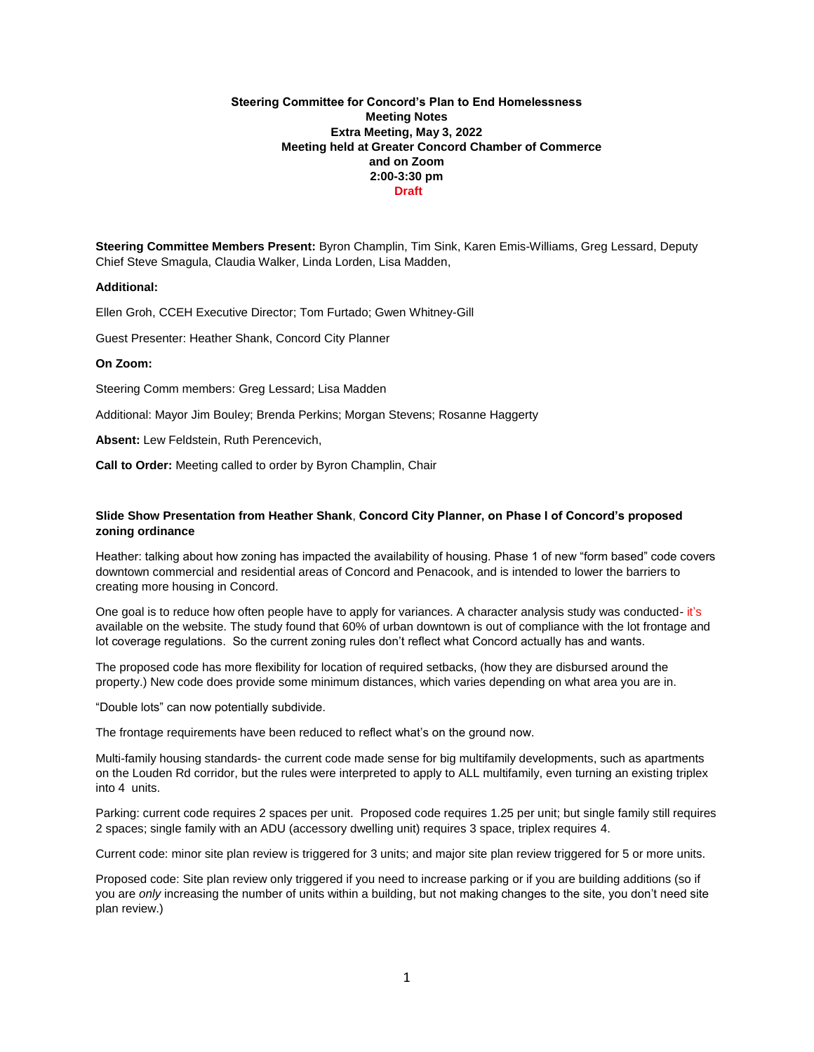**Steering Committee for Concord's Plan to End Homelessness**
**Meeting Notes**
**Extra Meeting, May 3, 2022**
**Meeting held at Greater Concord Chamber of Commerce**
**and on Zoom**
**2:00-3:30 pm**
**Draft**

**Steering Committee Members Present:** Byron Champlin, Tim Sink, Karen Emis-Williams, Greg Lessard, Deputy Chief Steve Smagula, Claudia Walker, Linda Lorden, Lisa Madden,

**Additional:**

Ellen Groh, CCEH Executive Director; Tom Furtado; Gwen Whitney-Gill

Guest Presenter: Heather Shank, Concord City Planner

**On Zoom:**

Steering Comm members: Greg Lessard; Lisa Madden

Additional: Mayor Jim Bouley; Brenda Perkins; Morgan Stevens; Rosanne Haggerty

**Absent:** Lew Feldstein, Ruth Perencevich,

**Call to Order:** Meeting called to order by Byron Champlin, Chair

**Slide Show Presentation from Heather Shank**, **Concord City Planner, on Phase I of Concord's proposed zoning ordinance**

Heather: talking about how zoning has impacted the availability of housing. Phase 1 of new "form based" code covers downtown commercial and residential areas of Concord and Penacook, and is intended to lower the barriers to creating more housing in Concord.

One goal is to reduce how often people have to apply for variances. A character analysis study was conducted- it's available on the website. The study found that 60% of urban downtown is out of compliance with the lot frontage and lot coverage regulations. So the current zoning rules don't reflect what Concord actually has and wants.

The proposed code has more flexibility for location of required setbacks, (how they are disbursed around the property.) New code does provide some minimum distances, which varies depending on what area you are in.

"Double lots" can now potentially subdivide.

The frontage requirements have been reduced to reflect what's on the ground now.

Multi-family housing standards- the current code made sense for big multifamily developments, such as apartments on the Louden Rd corridor, but the rules were interpreted to apply to ALL multifamily, even turning an existing triplex into 4 units.

Parking: current code requires 2 spaces per unit. Proposed code requires 1.25 per unit; but single family still requires 2 spaces; single family with an ADU (accessory dwelling unit) requires 3 space, triplex requires 4.

Current code: minor site plan review is triggered for 3 units; and major site plan review triggered for 5 or more units.

Proposed code: Site plan review only triggered if you need to increase parking or if you are building additions (so if you are *only* increasing the number of units within a building, but not making changes to the site, you don't need site plan review.)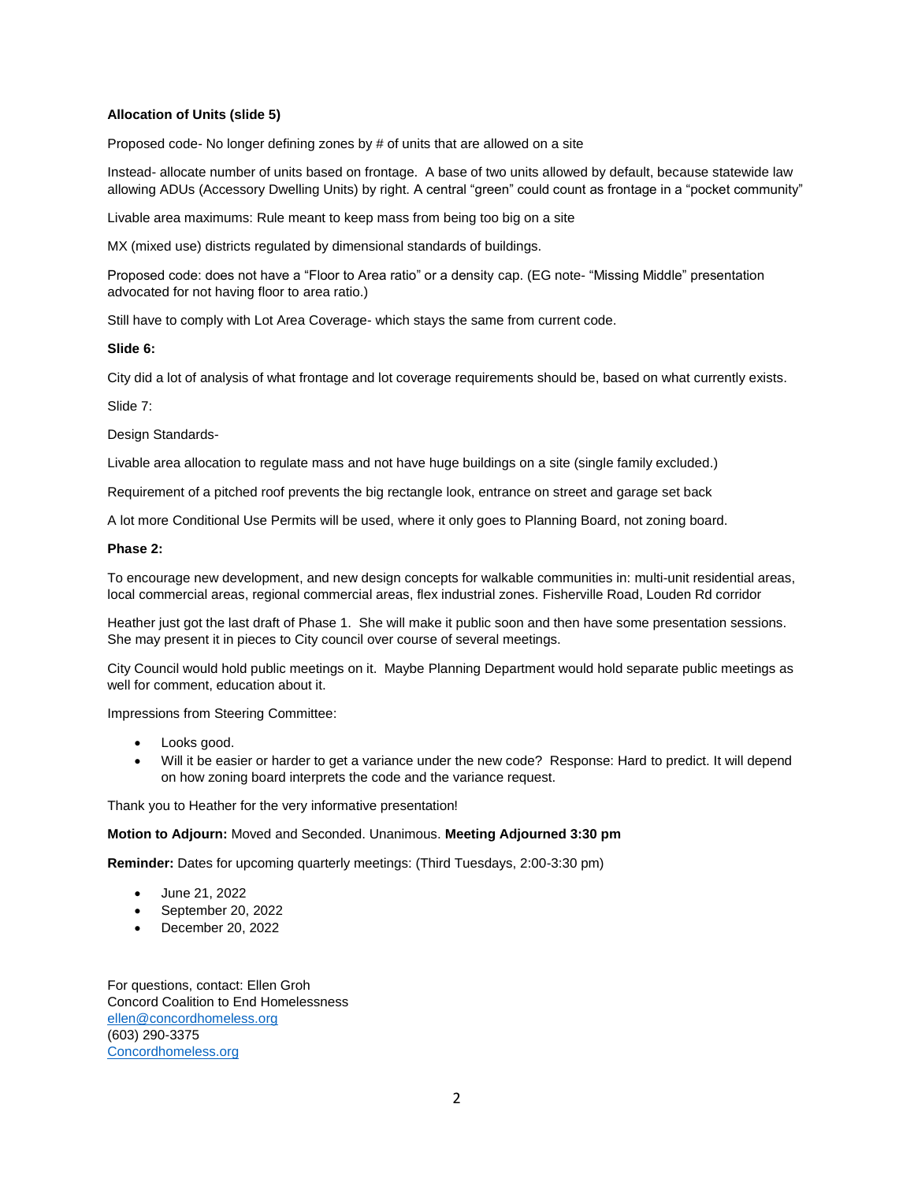**Allocation of Units (slide 5)**

Proposed code- No longer defining zones by # of units that are allowed on a site

Instead- allocate number of units based on frontage. A base of two units allowed by default, because statewide law allowing ADUs (Accessory Dwelling Units) by right. A central "green" could count as frontage in a "pocket community"

Livable area maximums: Rule meant to keep mass from being too big on a site

MX (mixed use) districts regulated by dimensional standards of buildings.

Proposed code: does not have a "Floor to Area ratio" or a density cap. (EG note- "Missing Middle" presentation advocated for not having floor to area ratio.)

Still have to comply with Lot Area Coverage- which stays the same from current code.

**Slide 6:**

City did a lot of analysis of what frontage and lot coverage requirements should be, based on what currently exists.

Slide 7:

Design Standards-

Livable area allocation to regulate mass and not have huge buildings on a site (single family excluded.)

Requirement of a pitched roof prevents the big rectangle look, entrance on street and garage set back

A lot more Conditional Use Permits will be used, where it only goes to Planning Board, not zoning board.

**Phase 2:**

To encourage new development, and new design concepts for walkable communities in: multi-unit residential areas, local commercial areas, regional commercial areas, flex industrial zones. Fisherville Road, Louden Rd corridor

Heather just got the last draft of Phase 1. She will make it public soon and then have some presentation sessions. She may present it in pieces to City council over course of several meetings.

City Council would hold public meetings on it. Maybe Planning Department would hold separate public meetings as well for comment, education about it.

Impressions from Steering Committee:

- Looks good.
- Will it be easier or harder to get a variance under the new code? Response: Hard to predict. It will depend on how zoning board interprets the code and the variance request.

Thank you to Heather for the very informative presentation!

**Motion to Adjourn:** Moved and Seconded. Unanimous. **Meeting Adjourned 3:30 pm**

**Reminder:** Dates for upcoming quarterly meetings: (Third Tuesdays, 2:00-3:30 pm)

- June 21, 2022
- September 20, 2022
- December 20, 2022

For questions, contact: Ellen Groh
Concord Coalition to End Homelessness
ellen@concordhomeless.org
(603) 290-3375
Concordhomeless.org